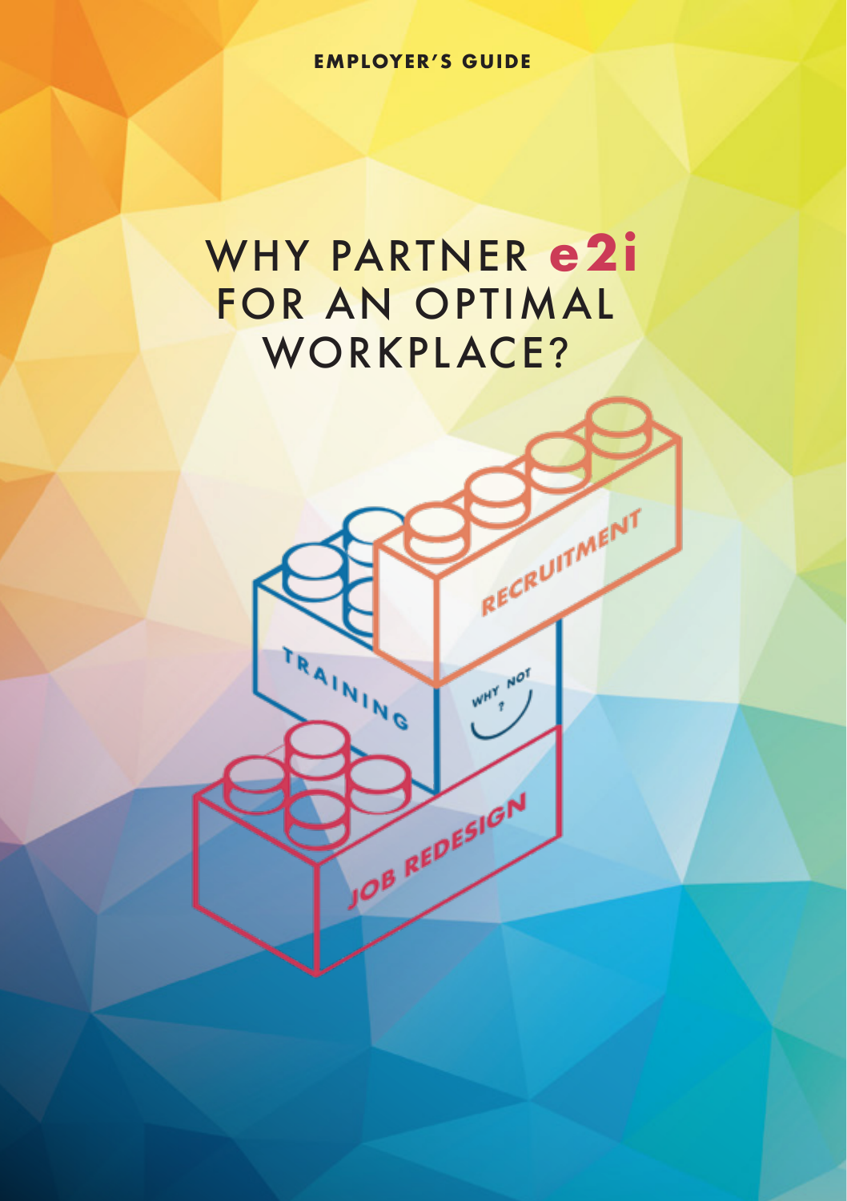**EMPLOYER'S GUIDE**

# WHY PARTNER e2i FOR AN OPTIMAL WORKPLACE?

RECRUITMENT

TRAINING

WHY NOT ?

JOB REDESIGN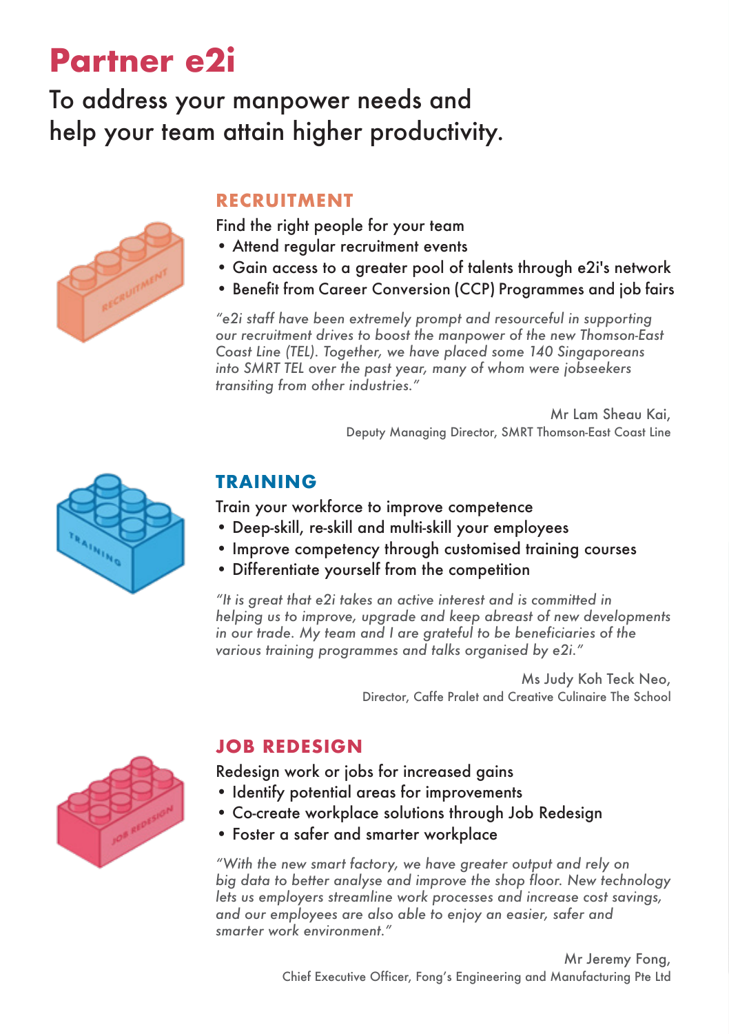# Partner e2i

To address your manpower needs and help your team attain higher productivity.

## RECRUITMENT

Find the right people for your team

- Attend regular recruitment events
- Gain access to a greater pool of talents through e2i's network
- Benefit from Career Conversion (CCP) Programmes and job fairs

*"e2i staff have been extremely prompt and resourceful in supporting our recruitment drives to boost the manpower of the new Thomson-East Coast Line (TEL). Together, we have placed some 140 Singaporeans into SMRT TEL over the past year, many of whom were jobseekers transiting from other industries."*

Mr Lam Sheau Kai,
Deputy Managing Director, SMRT Thomson-East Coast Line

## TRAINING

Train your workforce to improve competence

- Deep-skill, re-skill and multi-skill your employees
- Improve competency through customised training courses
- Differentiate yourself from the competition

*"It is great that e2i takes an active interest and is committed in helping us to improve, upgrade and keep abreast of new developments in our trade. My team and I are grateful to be beneficiaries of the various training programmes and talks organised by e2i."*

Ms Judy Koh Teck Neo,
Director, Caffe Pralet and Creative Culinaire The School

## JOB REDESIGN

Redesign work or jobs for increased gains

- Identify potential areas for improvements
- Co-create workplace solutions through Job Redesign
- Foster a safer and smarter workplace

*"With the new smart factory, we have greater output and rely on big data to better analyse and improve the shop floor. New technology lets us employers streamline work processes and increase cost savings, and our employees are also able to enjoy an easier, safer and smarter work environment."*

Mr Jeremy Fong,
Chief Executive Officer, Fong's Engineering and Manufacturing Pte Ltd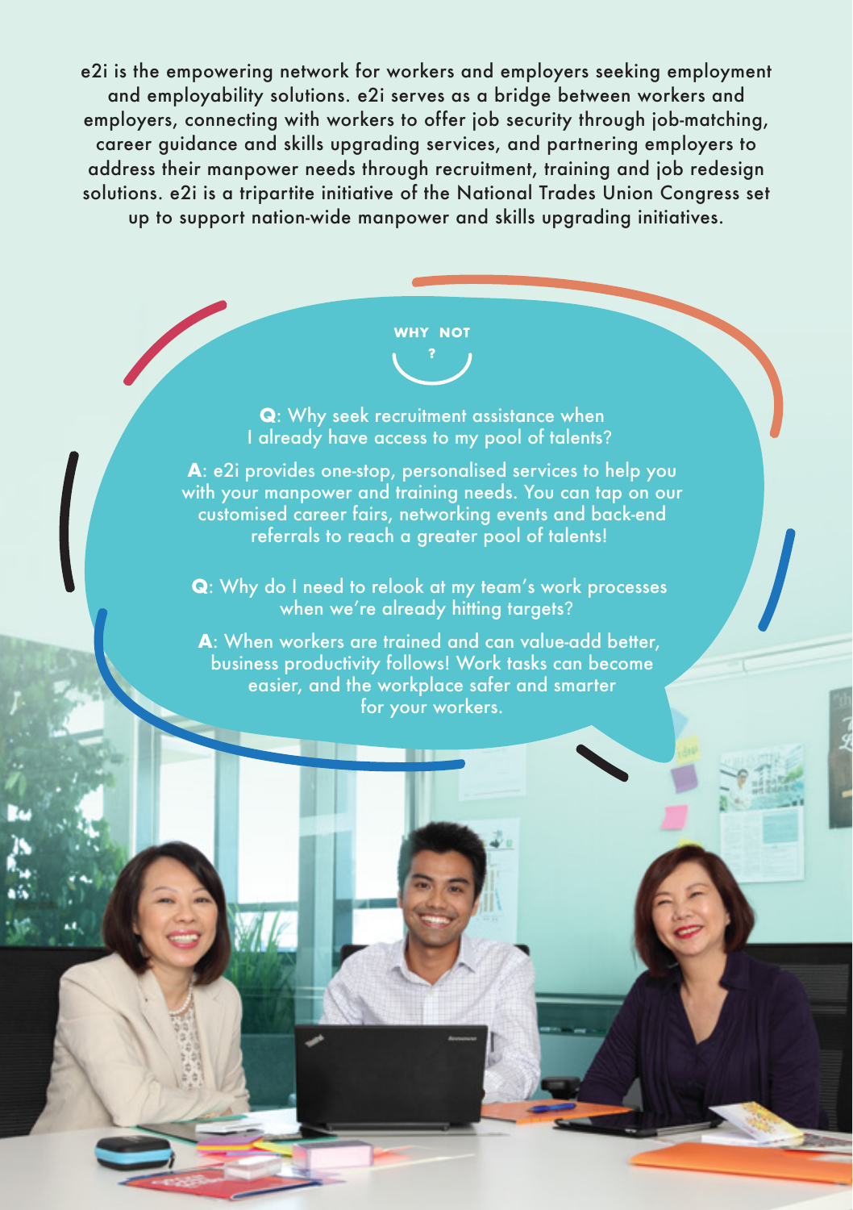e2i is the empowering network for workers and employers seeking employment and employability solutions. e2i serves as a bridge between workers and employers, connecting with workers to offer job security through job-matching, career guidance and skills upgrading services, and partnering employers to address their manpower needs through recruitment, training and job redesign solutions. e2i is a tripartite initiative of the National Trades Union Congress set up to support nation-wide manpower and skills upgrading initiatives.

## WHY NOT ?

**Q**: Why seek recruitment assistance when I already have access to my pool of talents?

**A**: e2i provides one-stop, personalised services to help you with your manpower and training needs. You can tap on our customised career fairs, networking events and back-end referrals to reach a greater pool of talents!

**Q**: Why do I need to relook at my team's work processes when we're already hitting targets?

**A**: When workers are trained and can value-add better, business productivity follows! Work tasks can become easier, and the workplace safer and smarter for your workers.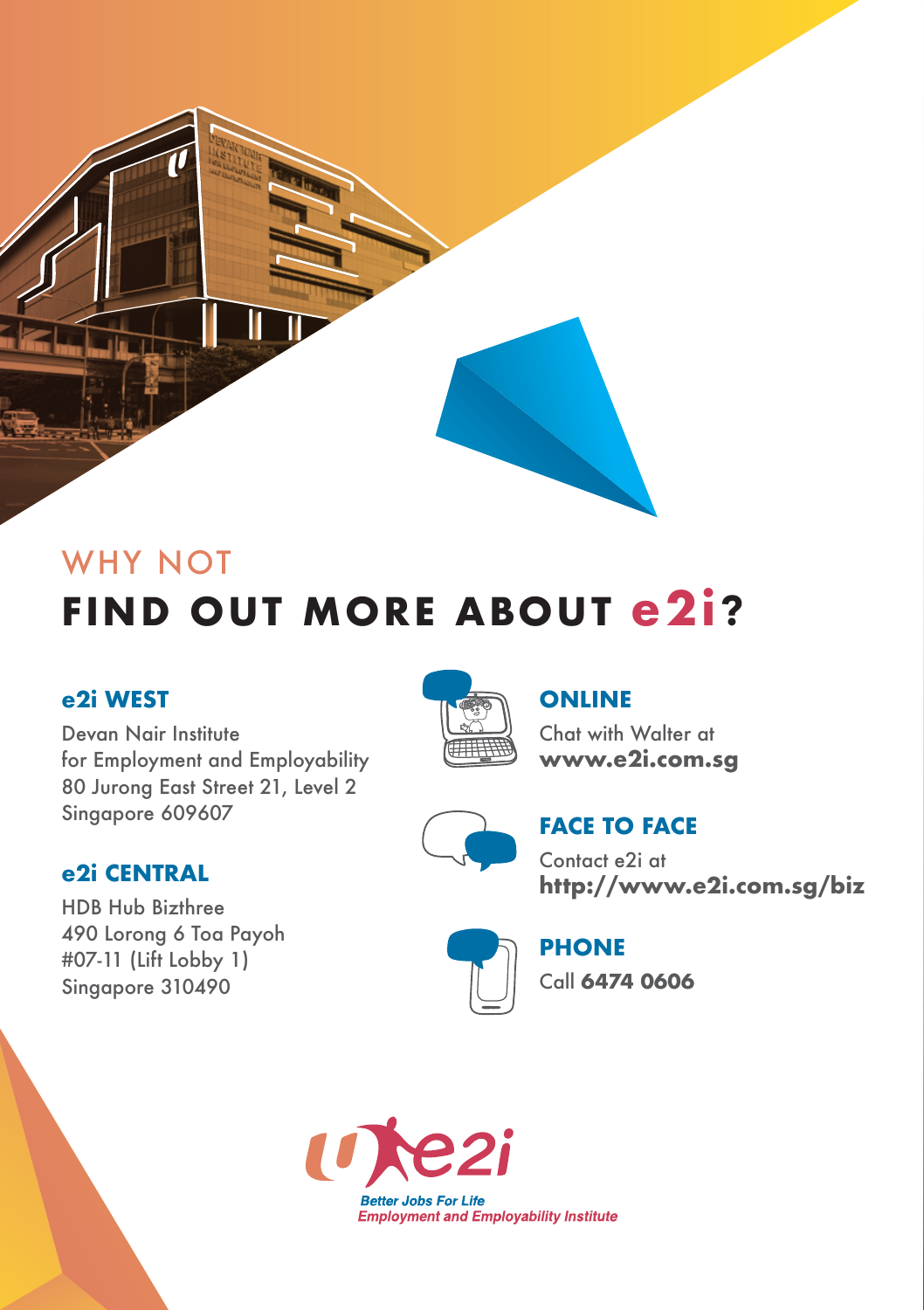WHY NOT

# FIND OUT MORE ABOUT e2i?

### e2i WEST

Devan Nair Institute
for Employment and Employability
80 Jurong East Street 21, Level 2
Singapore 609607

### e2i CENTRAL

HDB Hub Bizthree
490 Lorong 6 Toa Payoh
#07-11 (Lift Lobby 1)
Singapore 310490

### ONLINE

Chat with Walter at
**www.e2i.com.sg**

### FACE TO FACE

Contact e2i at
**http://www.e2i.com.sg/biz**

### PHONE

Call **6474 0606**

Better Jobs For Life
Employment and Employability Institute